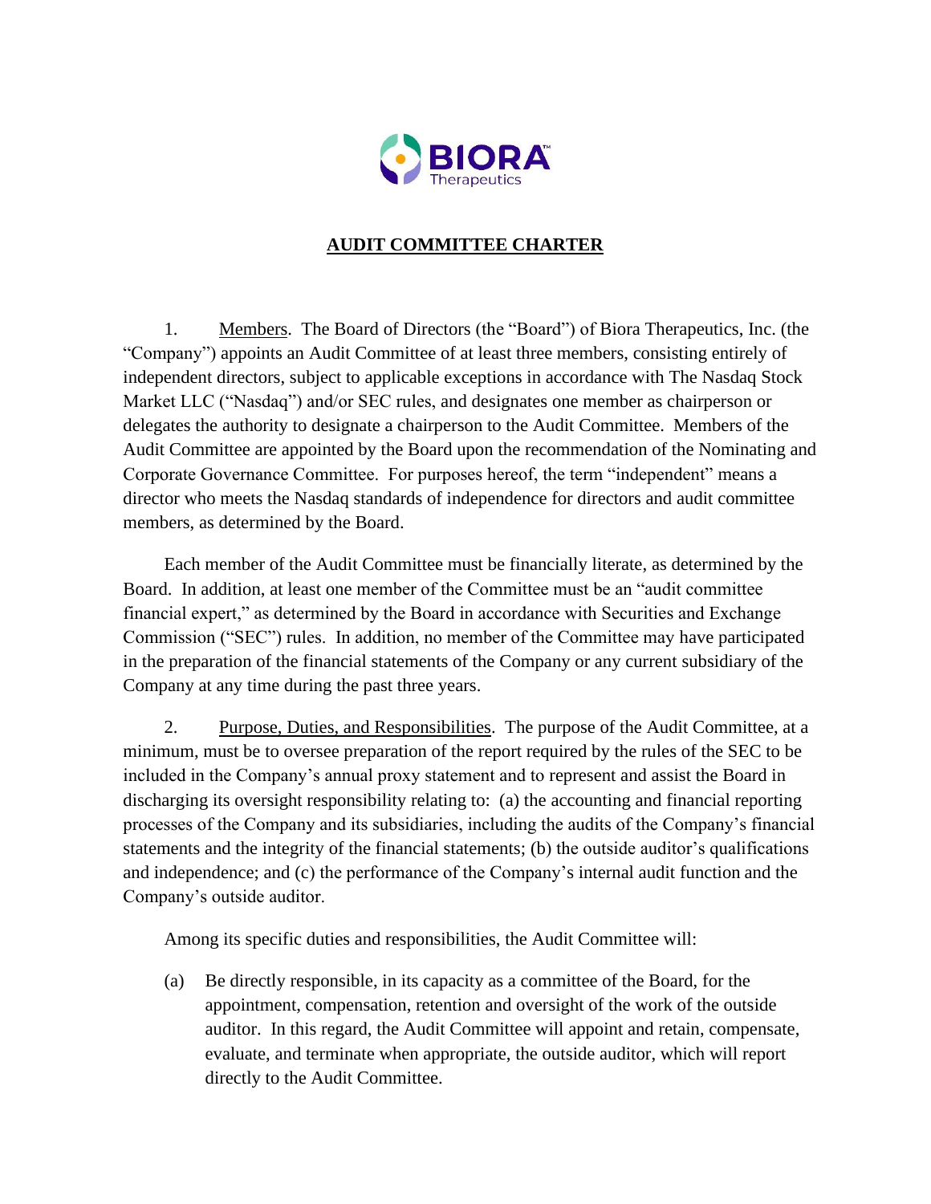# AUDIT COMMITTEE CHARTER

1. Members. The Board of Directors (the "Board") of Biora Therapeutics, Inc. (the "Company") appoints an Audit Committee of at least three members, consisting entirely of independent directors, subject to applicable exceptions in accordance with The Nasdaq Stock Market LLC ("Nasdaq") and/or SEC rules, and designates one member as chairperson or delegates the authority to designate a chairperson to the Audit Committee. Members of the Audit Committee are appointed by the Board upon the recommendation of the Nominating and Corporate Governance Committee. For purposes hereof, the term "independent" means a director who meets the Nasdaq standards of independence for directors and audit committee members, as determined by the Board.

Each member of the Audit Committee must be financially literate, as determined by the Board. In addition, at least one member of the Committee must be an "audit committee financial expert," as determined by the Board in accordance with Securities and Exchange Commission ("SEC") rules. In addition, no member of the Committee may have participated in the preparation of the financial statements of the Company or any current subsidiary of the Company at any time during the past three years.

2. Purpose, Duties, and Responsibilities. The purpose of the Audit Committee, at a minimum, must be to oversee preparation of the report required by the rules of the SEC to be included in the Company's annual proxy statement and to represent and assist the Board in discharging its oversight responsibility relating to: (a) the accounting and financial reporting processes of the Company and its subsidiaries, including the audits of the Company's financial statements and the integrity of the financial statements; (b) the outside auditor's qualifications and independence; and (c) the performance of the Company's internal audit function and the Company's outside auditor.

Among its specific duties and responsibilities, the Audit Committee will:

(a) Be directly responsible, in its capacity as a committee of the Board, for the appointment, compensation, retention and oversight of the work of the outside auditor. In this regard, the Audit Committee will appoint and retain, compensate, evaluate, and terminate when appropriate, the outside auditor, which will report directly to the Audit Committee.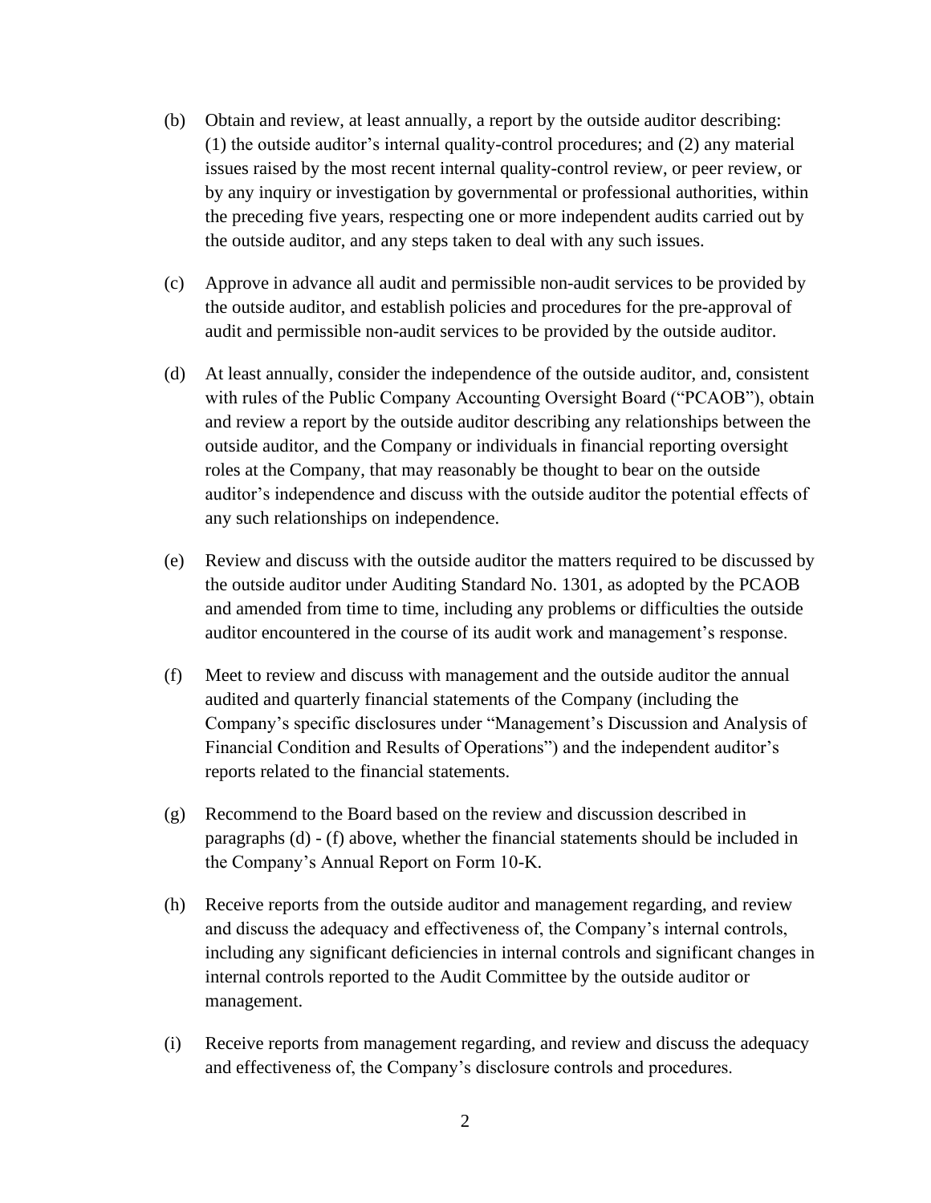(b) Obtain and review, at least annually, a report by the outside auditor describing: (1) the outside auditor's internal quality-control procedures; and (2) any material issues raised by the most recent internal quality-control review, or peer review, or by any inquiry or investigation by governmental or professional authorities, within the preceding five years, respecting one or more independent audits carried out by the outside auditor, and any steps taken to deal with any such issues.

(c) Approve in advance all audit and permissible non-audit services to be provided by the outside auditor, and establish policies and procedures for the pre-approval of audit and permissible non-audit services to be provided by the outside auditor.

(d) At least annually, consider the independence of the outside auditor, and, consistent with rules of the Public Company Accounting Oversight Board ("PCAOB"), obtain and review a report by the outside auditor describing any relationships between the outside auditor, and the Company or individuals in financial reporting oversight roles at the Company, that may reasonably be thought to bear on the outside auditor's independence and discuss with the outside auditor the potential effects of any such relationships on independence.

(e) Review and discuss with the outside auditor the matters required to be discussed by the outside auditor under Auditing Standard No. 1301, as adopted by the PCAOB and amended from time to time, including any problems or difficulties the outside auditor encountered in the course of its audit work and management's response.

(f) Meet to review and discuss with management and the outside auditor the annual audited and quarterly financial statements of the Company (including the Company's specific disclosures under "Management's Discussion and Analysis of Financial Condition and Results of Operations") and the independent auditor's reports related to the financial statements.

(g) Recommend to the Board based on the review and discussion described in paragraphs (d) - (f) above, whether the financial statements should be included in the Company's Annual Report on Form 10-K.

(h) Receive reports from the outside auditor and management regarding, and review and discuss the adequacy and effectiveness of, the Company's internal controls, including any significant deficiencies in internal controls and significant changes in internal controls reported to the Audit Committee by the outside auditor or management.

(i) Receive reports from management regarding, and review and discuss the adequacy and effectiveness of, the Company's disclosure controls and procedures.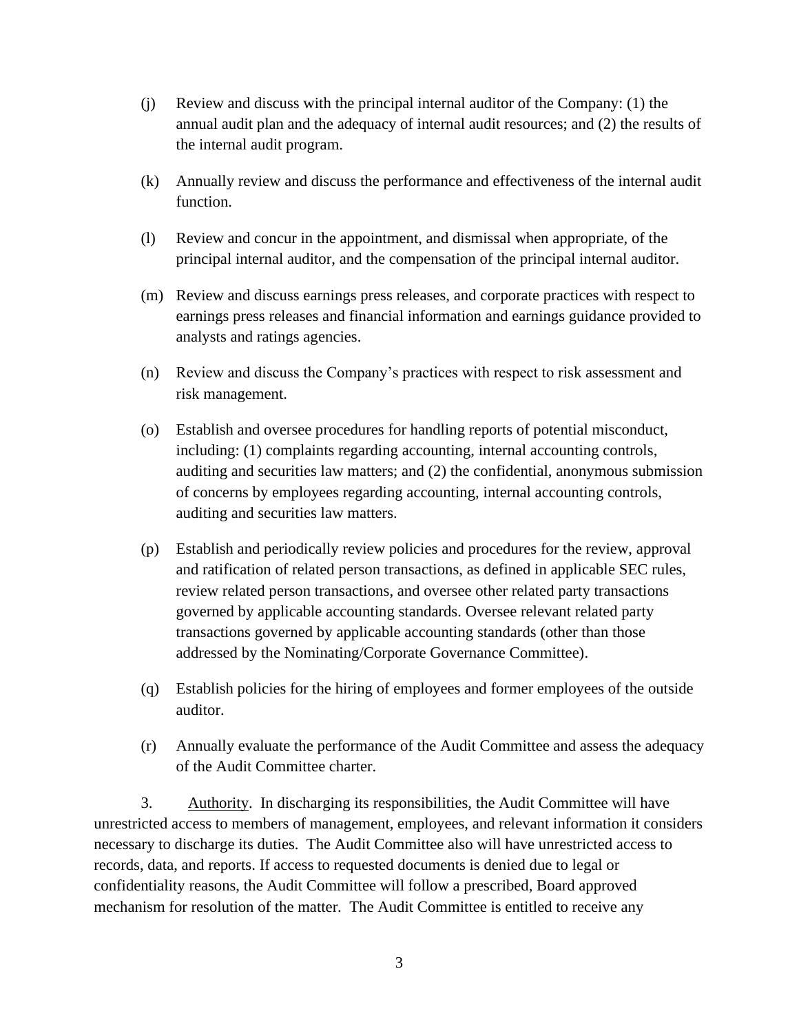(j) Review and discuss with the principal internal auditor of the Company: (1) the annual audit plan and the adequacy of internal audit resources; and (2) the results of the internal audit program.

(k) Annually review and discuss the performance and effectiveness of the internal audit function.

(l) Review and concur in the appointment, and dismissal when appropriate, of the principal internal auditor, and the compensation of the principal internal auditor.

(m) Review and discuss earnings press releases, and corporate practices with respect to earnings press releases and financial information and earnings guidance provided to analysts and ratings agencies.

(n) Review and discuss the Company's practices with respect to risk assessment and risk management.

(o) Establish and oversee procedures for handling reports of potential misconduct, including: (1) complaints regarding accounting, internal accounting controls, auditing and securities law matters; and (2) the confidential, anonymous submission of concerns by employees regarding accounting, internal accounting controls, auditing and securities law matters.

(p) Establish and periodically review policies and procedures for the review, approval and ratification of related person transactions, as defined in applicable SEC rules, review related person transactions, and oversee other related party transactions governed by applicable accounting standards. Oversee relevant related party transactions governed by applicable accounting standards (other than those addressed by the Nominating/Corporate Governance Committee).

(q) Establish policies for the hiring of employees and former employees of the outside auditor.

(r) Annually evaluate the performance of the Audit Committee and assess the adequacy of the Audit Committee charter.

3. Authority. In discharging its responsibilities, the Audit Committee will have unrestricted access to members of management, employees, and relevant information it considers necessary to discharge its duties. The Audit Committee also will have unrestricted access to records, data, and reports. If access to requested documents is denied due to legal or confidentiality reasons, the Audit Committee will follow a prescribed, Board approved mechanism for resolution of the matter. The Audit Committee is entitled to receive any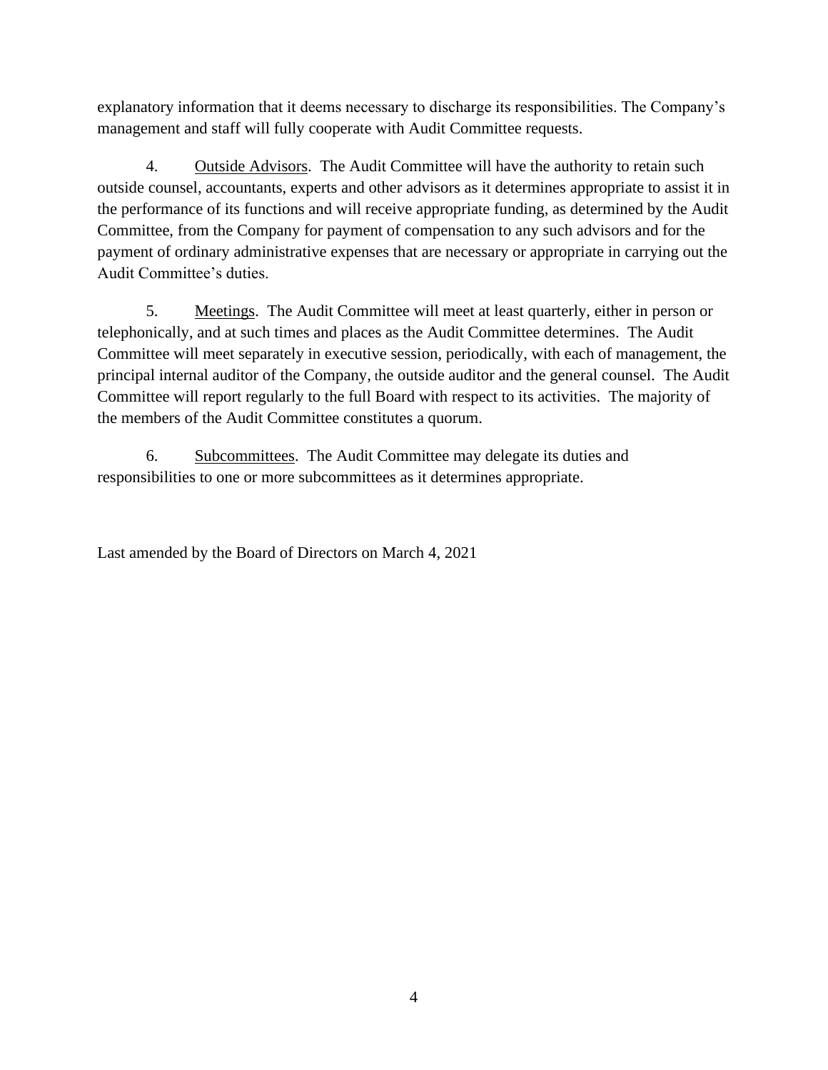explanatory information that it deems necessary to discharge its responsibilities. The Company's management and staff will fully cooperate with Audit Committee requests.

4. Outside Advisors. The Audit Committee will have the authority to retain such outside counsel, accountants, experts and other advisors as it determines appropriate to assist it in the performance of its functions and will receive appropriate funding, as determined by the Audit Committee, from the Company for payment of compensation to any such advisors and for the payment of ordinary administrative expenses that are necessary or appropriate in carrying out the Audit Committee's duties.

5. Meetings. The Audit Committee will meet at least quarterly, either in person or telephonically, and at such times and places as the Audit Committee determines. The Audit Committee will meet separately in executive session, periodically, with each of management, the principal internal auditor of the Company, the outside auditor and the general counsel. The Audit Committee will report regularly to the full Board with respect to its activities. The majority of the members of the Audit Committee constitutes a quorum.

6. Subcommittees. The Audit Committee may delegate its duties and responsibilities to one or more subcommittees as it determines appropriate.

Last amended by the Board of Directors on March 4, 2021